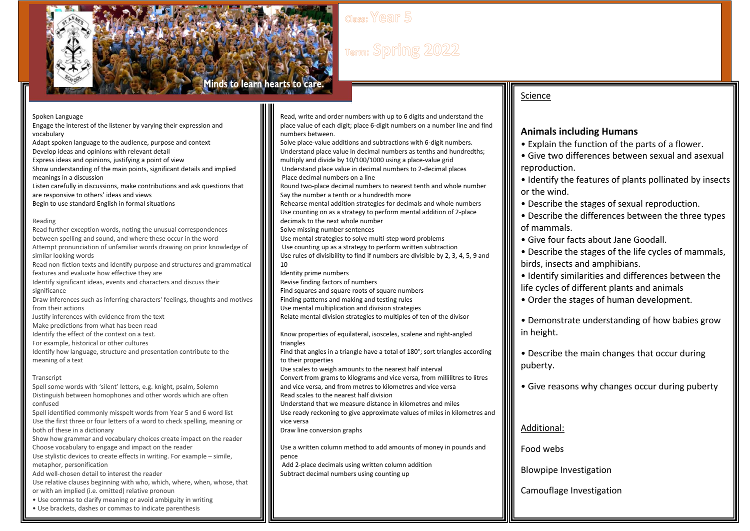Minds to learn hearts to care.

Class: Year 5

Term: Spring 2022

Spoken Language

Engage the interest of the listener by varying their expression and vocabulary
Adapt spoken language to the audience, purpose and context
Develop ideas and opinions with relevant detail
Express ideas and opinions, justifying a point of view
Show understanding of the main points, significant details and implied meanings in a discussion
Listen carefully in discussions, make contributions and ask questions that are responsive to others' ideas and views
Begin to use standard English in formal situations

Reading

Read further exception words, noting the unusual correspondences between spelling and sound, and where these occur in the word
Attempt pronunciation of unfamiliar words drawing on prior knowledge of similar looking words
Read non-fiction texts and identify purpose and structures and grammatical features and evaluate how effective they are
Identify significant ideas, events and characters and discuss their significance
Draw inferences such as inferring characters' feelings, thoughts and motives from their actions
Justify inferences with evidence from the text
Make predictions from what has been read
Identify the effect of the context on a text.
For example, historical or other cultures
Identify how language, structure and presentation contribute to the meaning of a text

Transcript

Spell some words with 'silent' letters, e.g. knight, psalm, Solemn
Distinguish between homophones and other words which are often confused
Spell identified commonly misspelt words from Year 5 and 6 word list
Use the first three or four letters of a word to check spelling, meaning or both of these in a dictionary
Show how grammar and vocabulary choices create impact on the reader
Choose vocabulary to engage and impact on the reader
Use stylistic devices to create effects in writing. For example – simile, metaphor, personification
Add well-chosen detail to interest the reader
Use relative clauses beginning with who, which, where, when, whose, that or with an implied (i.e. omitted) relative pronoun

- Use commas to clarify meaning or avoid ambiguity in writing
- Use brackets, dashes or commas to indicate parenthesis

Read, write and order numbers with up to 6 digits and understand the place value of each digit; place 6-digit numbers on a number line and find numbers between.
Solve place-value additions and subtractions with 6-digit numbers.
Understand place value in decimal numbers as tenths and hundredths; multiply and divide by 10/100/1000 using a place-value grid
Understand place value in decimal numbers to 2-decimal places
Place decimal numbers on a line
Round two-place decimal numbers to nearest tenth and whole number
Say the number a tenth or a hundredth more
Rehearse mental addition strategies for decimals and whole numbers
Use counting on as a strategy to perform mental addition of 2-place decimals to the next whole number
Solve missing number sentences
Use mental strategies to solve multi-step word problems
Use counting up as a strategy to perform written subtraction
Use rules of divisibility to find if numbers are divisible by 2, 3, 4, 5, 9 and 10
Identity prime numbers
Revise finding factors of numbers
Find squares and square roots of square numbers
Finding patterns and making and testing rules
Use mental multiplication and division strategies
Relate mental division strategies to multiples of ten of the divisor

Know properties of equilateral, isosceles, scalene and right-angled triangles
Find that angles in a triangle have a total of 180°; sort triangles according to their properties
Use scales to weigh amounts to the nearest half interval
Convert from grams to kilograms and vice versa, from millilitres to litres and vice versa, and from metres to kilometres and vice versa
Read scales to the nearest half division
Understand that we measure distance in kilometres and miles
Use ready reckoning to give approximate values of miles in kilometres and vice versa
Draw line conversion graphs

Use a written column method to add amounts of money in pounds and pence
Add 2-place decimals using written column addition
Subtract decimal numbers using counting up

Science

**Animals including Humans**

- Explain the function of the parts of a flower.
- Give two differences between sexual and asexual reproduction.
- Identify the features of plants pollinated by insects or the wind.
- Describe the stages of sexual reproduction.
- Describe the differences between the three types of mammals.
- Give four facts about Jane Goodall.
- Describe the stages of the life cycles of mammals, birds, insects and amphibians.
- Identify similarities and differences between the life cycles of different plants and animals
- Order the stages of human development.
- Demonstrate understanding of how babies grow in height.
- Describe the main changes that occur during puberty.
- Give reasons why changes occur during puberty

Additional:

Food webs

Blowpipe Investigation

Camouflage Investigation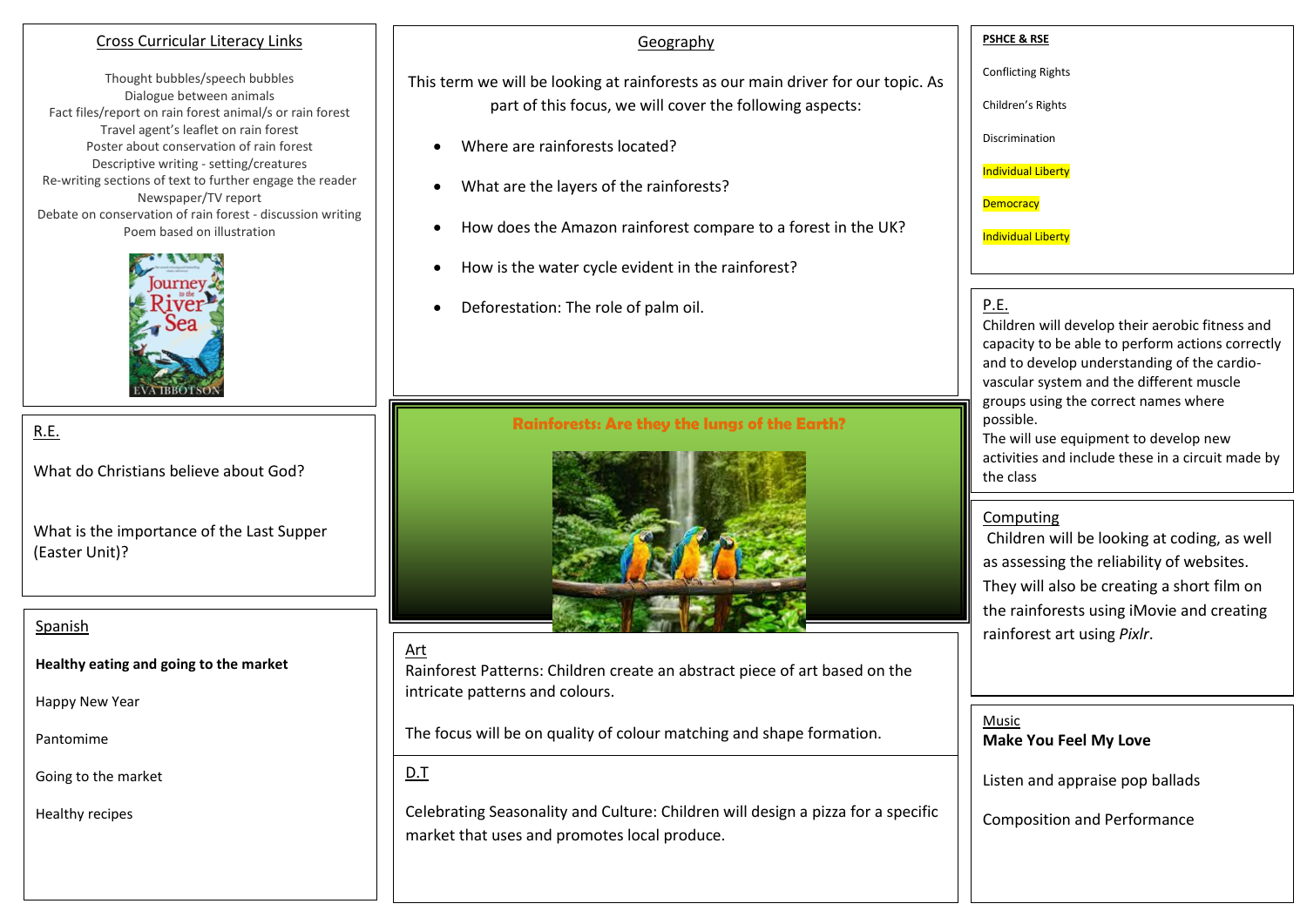## Cross Curricular Literacy Links

Thought bubbles/speech bubbles
Dialogue between animals
Fact files/report on rain forest animal/s or rain forest
Travel agent's leaflet on rain forest
Poster about conservation of rain forest
Descriptive writing - setting/creatures
Re-writing sections of text to further engage the reader
Newspaper/TV report
Debate on conservation of rain forest - discussion writing
Poem based on illustration

## R.E.

What do Christians believe about God?

What is the importance of the Last Supper (Easter Unit)?

## Spanish

**Healthy eating and going to the market**

Happy New Year

Pantomime

Going to the market

Healthy recipes

## Geography

This term we will be looking at rainforests as our main driver for our topic. As part of this focus, we will cover the following aspects:

- Where are rainforests located?
- What are the layers of the rainforests?
- How does the Amazon rainforest compare to a forest in the UK?
- How is the water cycle evident in the rainforest?
- Deforestation: The role of palm oil.

## Rainforests: Are they the lungs of the Earth?

## Art

Rainforest Patterns: Children create an abstract piece of art based on the intricate patterns and colours.

The focus will be on quality of colour matching and shape formation.

## D.T

Celebrating Seasonality and Culture: Children will design a pizza for a specific market that uses and promotes local produce.

## PSHCE & RSE

Conflicting Rights

Children's Rights

Discrimination

Individual Liberty

Democracy

Individual Liberty

## P.E.

Children will develop their aerobic fitness and capacity to be able to perform actions correctly and to develop understanding of the cardio-vascular system and the different muscle groups using the correct names where possible.
The will use equipment to develop new activities and include these in a circuit made by the class

## Computing

Children will be looking at coding, as well as assessing the reliability of websites. They will also be creating a short film on the rainforests using iMovie and creating rainforest art using *Pixlr*.

## Music

**Make You Feel My Love**

Listen and appraise pop ballads

Composition and Performance